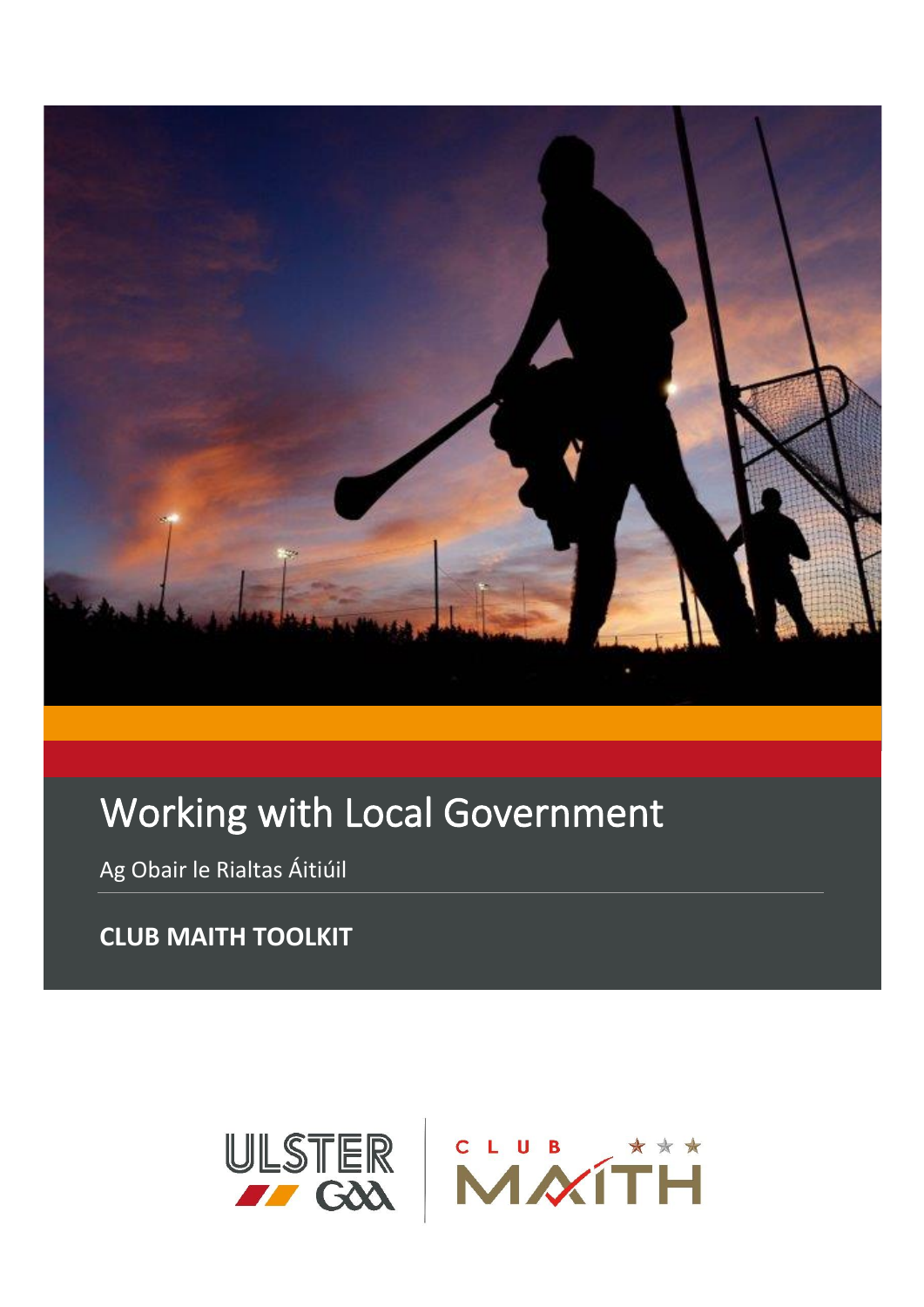# Working with Local Government

Ag Obair le Rialtas Áitiúil

**CLUB MAITH TOOLKIT**

ULSTER GAA | CLUB MAITH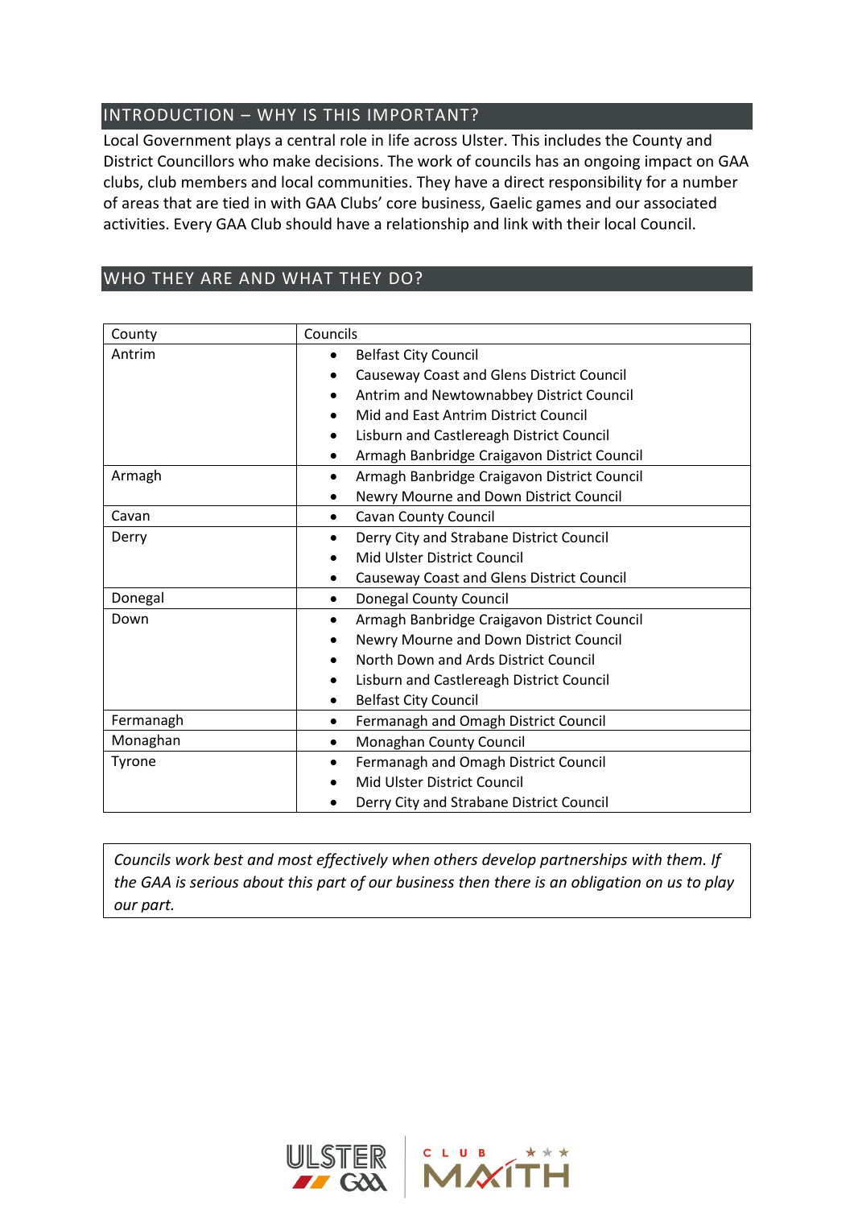## INTRODUCTION – WHY IS THIS IMPORTANT?

Local Government plays a central role in life across Ulster. This includes the County and District Councillors who make decisions. The work of councils has an ongoing impact on GAA clubs, club members and local communities. They have a direct responsibility for a number of areas that are tied in with GAA Clubs' core business, Gaelic games and our associated activities. Every GAA Club should have a relationship and link with their local Council.

## WHO THEY ARE AND WHAT THEY DO?

| County | Councils |
|---|---|
| Antrim | • Belfast City Council<br>• Causeway Coast and Glens District Council<br>• Antrim and Newtownabbey District Council<br>• Mid and East Antrim District Council<br>• Lisburn and Castlereagh District Council<br>• Armagh Banbridge Craigavon District Council |
| Armagh | • Armagh Banbridge Craigavon District Council<br>• Newry Mourne and Down District Council |
| Cavan | • Cavan County Council |
| Derry | • Derry City and Strabane District Council<br>• Mid Ulster District Council<br>• Causeway Coast and Glens District Council |
| Donegal | • Donegal County Council |
| Down | • Armagh Banbridge Craigavon District Council<br>• Newry Mourne and Down District Council<br>• North Down and Ards District Council<br>• Lisburn and Castlereagh District Council<br>• Belfast City Council |
| Fermanagh | • Fermanagh and Omagh District Council |
| Monaghan | • Monaghan County Council |
| Tyrone | • Fermanagh and Omagh District Council<br>• Mid Ulster District Council<br>• Derry City and Strabane District Council |

*Councils work best and most effectively when others develop partnerships with them. If the GAA is serious about this part of our business then there is an obligation on us to play our part.*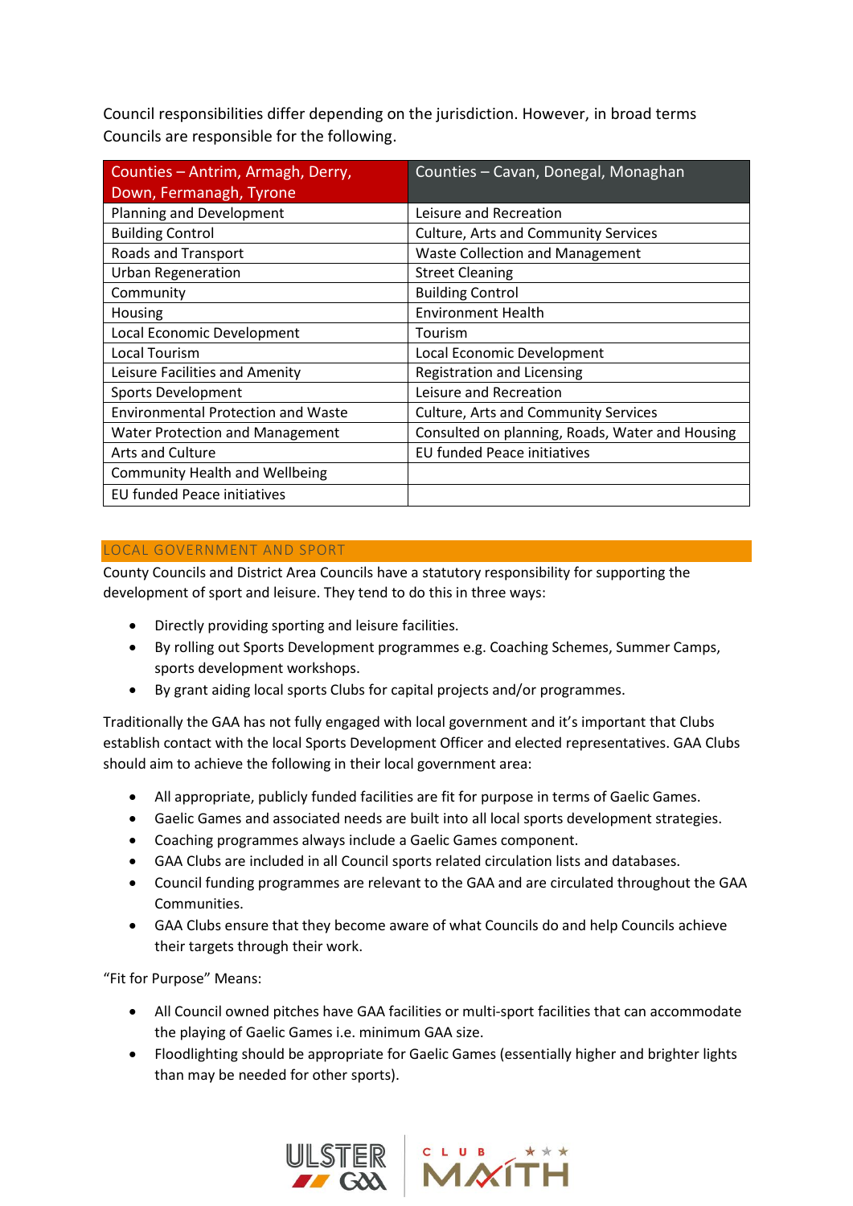Council responsibilities differ depending on the jurisdiction. However, in broad terms Councils are responsible for the following.

| Counties – Antrim, Armagh, Derry, Down, Fermanagh, Tyrone | Counties – Cavan, Donegal, Monaghan |
|---|---|
| Planning and Development | Leisure and Recreation |
| Building Control | Culture, Arts and Community Services |
| Roads and Transport | Waste Collection and Management |
| Urban Regeneration | Street Cleaning |
| Community | Building Control |
| Housing | Environment Health |
| Local Economic Development | Tourism |
| Local Tourism | Local Economic Development |
| Leisure Facilities and Amenity | Registration and Licensing |
| Sports Development | Leisure and Recreation |
| Environmental Protection and Waste | Culture, Arts and Community Services |
| Water Protection and Management | Consulted on planning, Roads, Water and Housing |
| Arts and Culture | EU funded Peace initiatives |
| Community Health and Wellbeing | |
| EU funded Peace initiatives | |

## LOCAL GOVERNMENT AND SPORT

County Councils and District Area Councils have a statutory responsibility for supporting the development of sport and leisure. They tend to do this in three ways:

- Directly providing sporting and leisure facilities.
- By rolling out Sports Development programmes e.g. Coaching Schemes, Summer Camps, sports development workshops.
- By grant aiding local sports Clubs for capital projects and/or programmes.

Traditionally the GAA has not fully engaged with local government and it's important that Clubs establish contact with the local Sports Development Officer and elected representatives. GAA Clubs should aim to achieve the following in their local government area:

- All appropriate, publicly funded facilities are fit for purpose in terms of Gaelic Games.
- Gaelic Games and associated needs are built into all local sports development strategies.
- Coaching programmes always include a Gaelic Games component.
- GAA Clubs are included in all Council sports related circulation lists and databases.
- Council funding programmes are relevant to the GAA and are circulated throughout the GAA Communities.
- GAA Clubs ensure that they become aware of what Councils do and help Councils achieve their targets through their work.

"Fit for Purpose" Means:

- All Council owned pitches have GAA facilities or multi-sport facilities that can accommodate the playing of Gaelic Games i.e. minimum GAA size.
- Floodlighting should be appropriate for Gaelic Games (essentially higher and brighter lights than may be needed for other sports).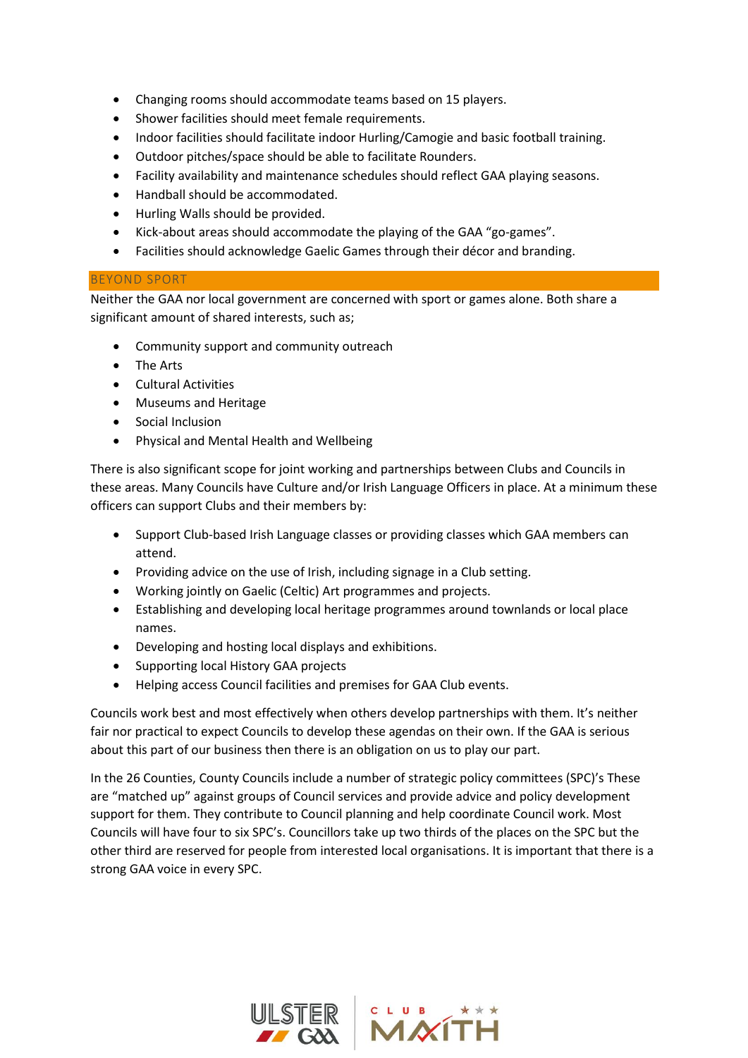- Changing rooms should accommodate teams based on 15 players.
- Shower facilities should meet female requirements.
- Indoor facilities should facilitate indoor Hurling/Camogie and basic football training.
- Outdoor pitches/space should be able to facilitate Rounders.
- Facility availability and maintenance schedules should reflect GAA playing seasons.
- Handball should be accommodated.
- Hurling Walls should be provided.
- Kick-about areas should accommodate the playing of the GAA "go-games".
- Facilities should acknowledge Gaelic Games through their décor and branding.

## BEYOND SPORT

Neither the GAA nor local government are concerned with sport or games alone. Both share a significant amount of shared interests, such as;

- Community support and community outreach
- The Arts
- Cultural Activities
- Museums and Heritage
- Social Inclusion
- Physical and Mental Health and Wellbeing

There is also significant scope for joint working and partnerships between Clubs and Councils in these areas. Many Councils have Culture and/or Irish Language Officers in place. At a minimum these officers can support Clubs and their members by:

- Support Club-based Irish Language classes or providing classes which GAA members can attend.
- Providing advice on the use of Irish, including signage in a Club setting.
- Working jointly on Gaelic (Celtic) Art programmes and projects.
- Establishing and developing local heritage programmes around townlands or local place names.
- Developing and hosting local displays and exhibitions.
- Supporting local History GAA projects
- Helping access Council facilities and premises for GAA Club events.

Councils work best and most effectively when others develop partnerships with them. It's neither fair nor practical to expect Councils to develop these agendas on their own. If the GAA is serious about this part of our business then there is an obligation on us to play our part.

In the 26 Counties, County Councils include a number of strategic policy committees (SPC)'s These are "matched up" against groups of Council services and provide advice and policy development support for them. They contribute to Council planning and help coordinate Council work. Most Councils will have four to six SPC's. Councillors take up two thirds of the places on the SPC but the other third are reserved for people from interested local organisations. It is important that there is a strong GAA voice in every SPC.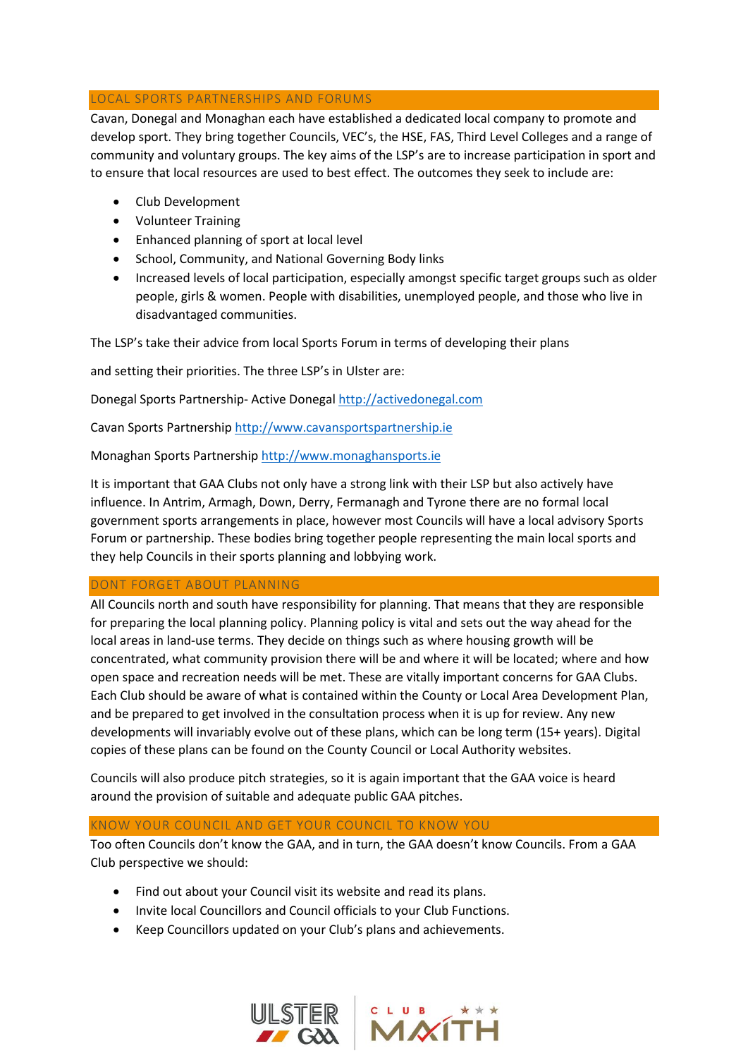## LOCAL SPORTS PARTNERSHIPS AND FORUMS

Cavan, Donegal and Monaghan each have established a dedicated local company to promote and develop sport. They bring together Councils, VEC's, the HSE, FAS, Third Level Colleges and a range of community and voluntary groups. The key aims of the LSP's are to increase participation in sport and to ensure that local resources are used to best effect. The outcomes they seek to include are:

- Club Development
- Volunteer Training
- Enhanced planning of sport at local level
- School, Community, and National Governing Body links
- Increased levels of local participation, especially amongst specific target groups such as older people, girls & women. People with disabilities, unemployed people, and those who live in disadvantaged communities.

The LSP's take their advice from local Sports Forum in terms of developing their plans

and setting their priorities. The three LSP's in Ulster are:

Donegal Sports Partnership- Active Donegal http://activedonegal.com

Cavan Sports Partnership http://www.cavansportspartnership.ie

Monaghan Sports Partnership http://www.monaghansports.ie

It is important that GAA Clubs not only have a strong link with their LSP but also actively have influence. In Antrim, Armagh, Down, Derry, Fermanagh and Tyrone there are no formal local government sports arrangements in place, however most Councils will have a local advisory Sports Forum or partnership. These bodies bring together people representing the main local sports and they help Councils in their sports planning and lobbying work.

## DONT FORGET ABOUT PLANNING

All Councils north and south have responsibility for planning. That means that they are responsible for preparing the local planning policy. Planning policy is vital and sets out the way ahead for the local areas in land-use terms. They decide on things such as where housing growth will be concentrated, what community provision there will be and where it will be located; where and how open space and recreation needs will be met. These are vitally important concerns for GAA Clubs. Each Club should be aware of what is contained within the County or Local Area Development Plan, and be prepared to get involved in the consultation process when it is up for review. Any new developments will invariably evolve out of these plans, which can be long term (15+ years). Digital copies of these plans can be found on the County Council or Local Authority websites.

Councils will also produce pitch strategies, so it is again important that the GAA voice is heard around the provision of suitable and adequate public GAA pitches.

## KNOW YOUR COUNCIL AND GET YOUR COUNCIL TO KNOW YOU

Too often Councils don't know the GAA, and in turn, the GAA doesn't know Councils. From a GAA Club perspective we should:

- Find out about your Council visit its website and read its plans.
- Invite local Councillors and Council officials to your Club Functions.
- Keep Councillors updated on your Club's plans and achievements.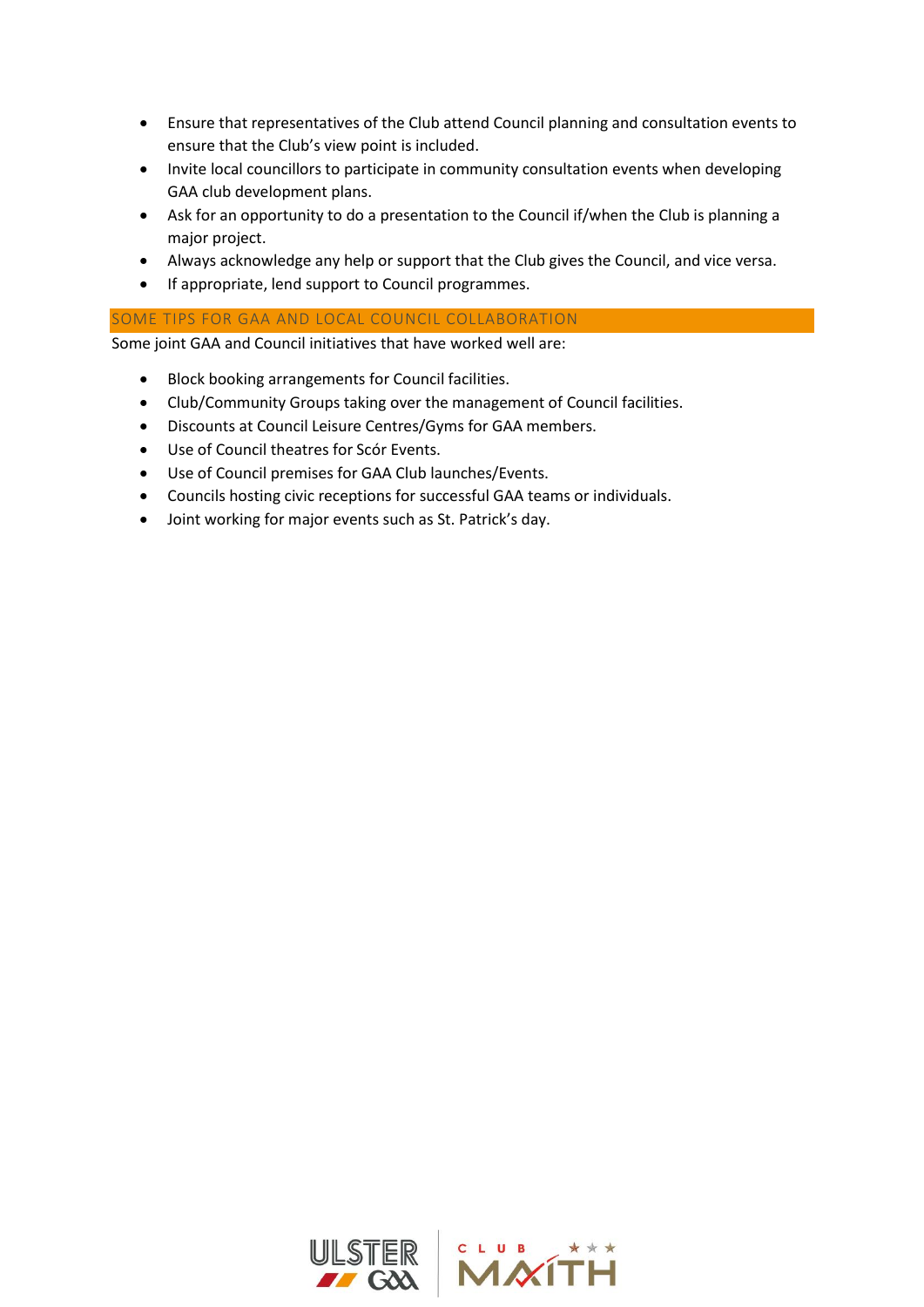- Ensure that representatives of the Club attend Council planning and consultation events to ensure that the Club's view point is included.
- Invite local councillors to participate in community consultation events when developing GAA club development plans.
- Ask for an opportunity to do a presentation to the Council if/when the Club is planning a major project.
- Always acknowledge any help or support that the Club gives the Council, and vice versa.
- If appropriate, lend support to Council programmes.

## SOME TIPS FOR GAA AND LOCAL COUNCIL COLLABORATION

Some joint GAA and Council initiatives that have worked well are:

- Block booking arrangements for Council facilities.
- Club/Community Groups taking over the management of Council facilities.
- Discounts at Council Leisure Centres/Gyms for GAA members.
- Use of Council theatres for Scór Events.
- Use of Council premises for GAA Club launches/Events.
- Councils hosting civic receptions for successful GAA teams or individuals.
- Joint working for major events such as St. Patrick's day.